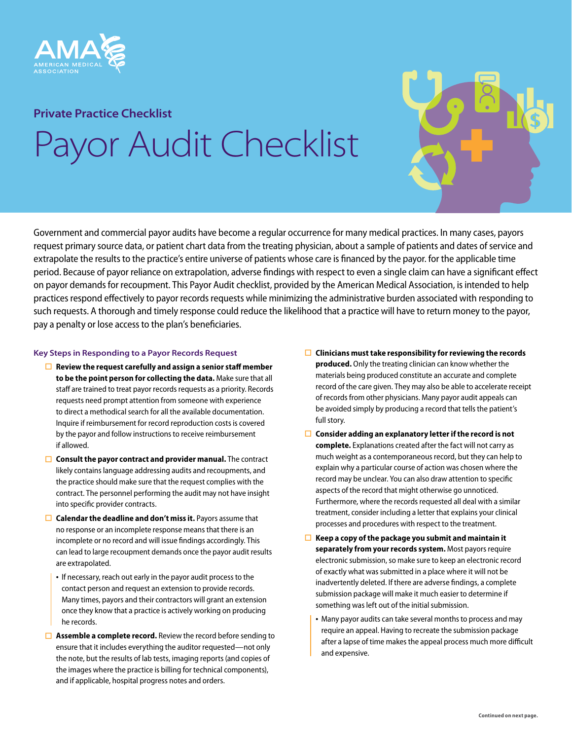## Private Practice Checklist

# Payor Audit Checklist

Government and commercial payor audits have become a regular occurrence for many medical practices. In many cases, payors request primary source data, or patient chart data from the treating physician, about a sample of patients and dates of service and extrapolate the results to the practice's entire universe of patients whose care is financed by the payor. for the applicable time period. Because of payor reliance on extrapolation, adverse findings with respect to even a single claim can have a significant effect on payor demands for recoupment. This Payor Audit checklist, provided by the American Medical Association, is intended to help practices respond effectively to payor records requests while minimizing the administrative burden associated with responding to such requests. A thorough and timely response could reduce the likelihood that a practice will have to return money to the payor, pay a penalty or lose access to the plan's beneficiaries.

### Key Steps in Responding to a Payor Records Request

- ☐ **Review the request carefully and assign a senior staff member to be the point person for collecting the data.** Make sure that all staff are trained to treat payor records requests as a priority. Records requests need prompt attention from someone with experience to direct a methodical search for all the available documentation. Inquire if reimbursement for record reproduction costs is covered by the payor and follow instructions to receive reimbursement if allowed.
- ☐ **Consult the payor contract and provider manual.** The contract likely contains language addressing audits and recoupments, and the practice should make sure that the request complies with the contract. The personnel performing the audit may not have insight into specific provider contracts.
- ☐ **Calendar the deadline and don't miss it.** Payors assume that no response or an incomplete response means that there is an incomplete or no record and will issue findings accordingly. This can lead to large recoupment demands once the payor audit results are extrapolated.
  - If necessary, reach out early in the payor audit process to the contact person and request an extension to provide records. Many times, payors and their contractors will grant an extension once they know that a practice is actively working on producing he records.
- ☐ **Assemble a complete record.** Review the record before sending to ensure that it includes everything the auditor requested—not only the note, but the results of lab tests, imaging reports (and copies of the images where the practice is billing for technical components), and if applicable, hospital progress notes and orders.
- ☐ **Clinicians must take responsibility for reviewing the records produced.** Only the treating clinician can know whether the materials being produced constitute an accurate and complete record of the care given. They may also be able to accelerate receipt of records from other physicians. Many payor audit appeals can be avoided simply by producing a record that tells the patient's full story.
- ☐ **Consider adding an explanatory letter if the record is not complete.** Explanations created after the fact will not carry as much weight as a contemporaneous record, but they can help to explain why a particular course of action was chosen where the record may be unclear. You can also draw attention to specific aspects of the record that might otherwise go unnoticed. Furthermore, where the records requested all deal with a similar treatment, consider including a letter that explains your clinical processes and procedures with respect to the treatment.
- ☐ **Keep a copy of the package you submit and maintain it separately from your records system.** Most payors require electronic submission, so make sure to keep an electronic record of exactly what was submitted in a place where it will not be inadvertently deleted. If there are adverse findings, a complete submission package will make it much easier to determine if something was left out of the initial submission.
  - Many payor audits can take several months to process and may require an appeal. Having to recreate the submission package after a lapse of time makes the appeal process much more difficult and expensive.

Continued on next page.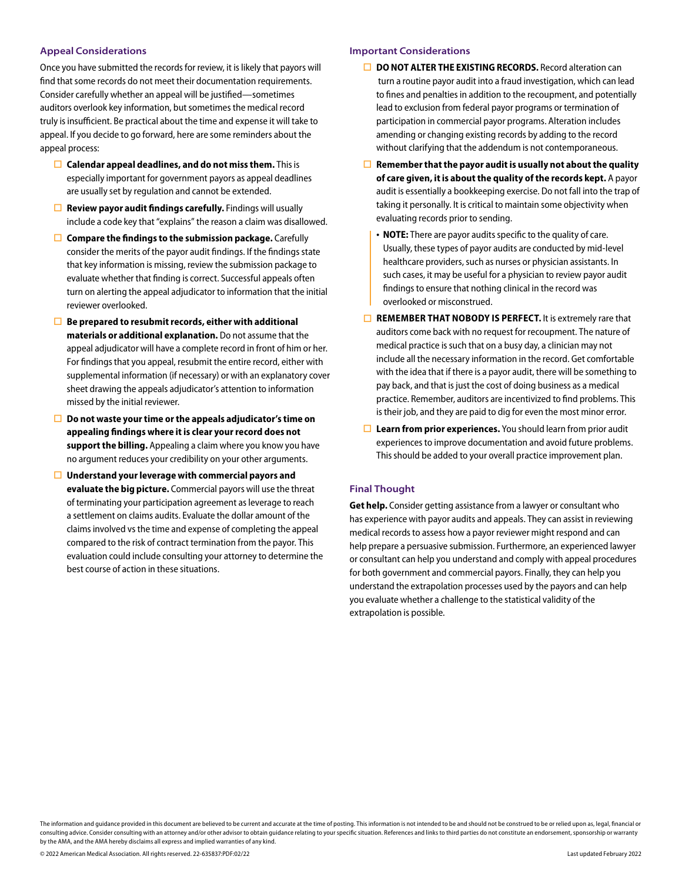## Appeal Considerations

Once you have submitted the records for review, it is likely that payors will find that some records do not meet their documentation requirements. Consider carefully whether an appeal will be justified—sometimes auditors overlook key information, but sometimes the medical record truly is insufficient. Be practical about the time and expense it will take to appeal. If you decide to go forward, here are some reminders about the appeal process:

- ☐ **Calendar appeal deadlines, and do not miss them.** This is especially important for government payors as appeal deadlines are usually set by regulation and cannot be extended.
- ☐ **Review payor audit findings carefully.** Findings will usually include a code key that "explains" the reason a claim was disallowed.
- ☐ **Compare the findings to the submission package.** Carefully consider the merits of the payor audit findings. If the findings state that key information is missing, review the submission package to evaluate whether that finding is correct. Successful appeals often turn on alerting the appeal adjudicator to information that the initial reviewer overlooked.
- ☐ **Be prepared to resubmit records, either with additional materials or additional explanation.** Do not assume that the appeal adjudicator will have a complete record in front of him or her. For findings that you appeal, resubmit the entire record, either with supplemental information (if necessary) or with an explanatory cover sheet drawing the appeals adjudicator's attention to information missed by the initial reviewer.
- ☐ **Do not waste your time or the appeals adjudicator's time on appealing findings where it is clear your record does not support the billing.** Appealing a claim where you know you have no argument reduces your credibility on your other arguments.
- ☐ **Understand your leverage with commercial payors and evaluate the big picture.** Commercial payors will use the threat of terminating your participation agreement as leverage to reach a settlement on claims audits. Evaluate the dollar amount of the claims involved vs the time and expense of completing the appeal compared to the risk of contract termination from the payor. This evaluation could include consulting your attorney to determine the best course of action in these situations.

## Important Considerations

- ☐ **DO NOT ALTER THE EXISTING RECORDS.** Record alteration can turn a routine payor audit into a fraud investigation, which can lead to fines and penalties in addition to the recoupment, and potentially lead to exclusion from federal payor programs or termination of participation in commercial payor programs. Alteration includes amending or changing existing records by adding to the record without clarifying that the addendum is not contemporaneous.
- ☐ **Remember that the payor audit is usually not about the quality of care given, it is about the quality of the records kept.** A payor audit is essentially a bookkeeping exercise. Do not fall into the trap of taking it personally. It is critical to maintain some objectivity when evaluating records prior to sending.
  - **NOTE:** There are payor audits specific to the quality of care. Usually, these types of payor audits are conducted by mid-level healthcare providers, such as nurses or physician assistants. In such cases, it may be useful for a physician to review payor audit findings to ensure that nothing clinical in the record was overlooked or misconstrued.
- ☐ **REMEMBER THAT NOBODY IS PERFECT.** It is extremely rare that auditors come back with no request for recoupment. The nature of medical practice is such that on a busy day, a clinician may not include all the necessary information in the record. Get comfortable with the idea that if there is a payor audit, there will be something to pay back, and that is just the cost of doing business as a medical practice. Remember, auditors are incentivized to find problems. This is their job, and they are paid to dig for even the most minor error.
- ☐ **Learn from prior experiences.** You should learn from prior audit experiences to improve documentation and avoid future problems. This should be added to your overall practice improvement plan.

## Final Thought

**Get help.** Consider getting assistance from a lawyer or consultant who has experience with payor audits and appeals. They can assist in reviewing medical records to assess how a payor reviewer might respond and can help prepare a persuasive submission. Furthermore, an experienced lawyer or consultant can help you understand and comply with appeal procedures for both government and commercial payors. Finally, they can help you understand the extrapolation processes used by the payors and can help you evaluate whether a challenge to the statistical validity of the extrapolation is possible.

The information and guidance provided in this document are believed to be current and accurate at the time of posting. This information is not intended to be and should not be construed to be or relied upon as, legal, financial or consulting advice. Consider consulting with an attorney and/or other advisor to obtain guidance relating to your specific situation. References and links to third parties do not constitute an endorsement, sponsorship or warranty by the AMA, and the AMA hereby disclaims all express and implied warranties of any kind.

© 2022 American Medical Association. All rights reserved. 22-635837:PDF:02/22

Last updated February 2022